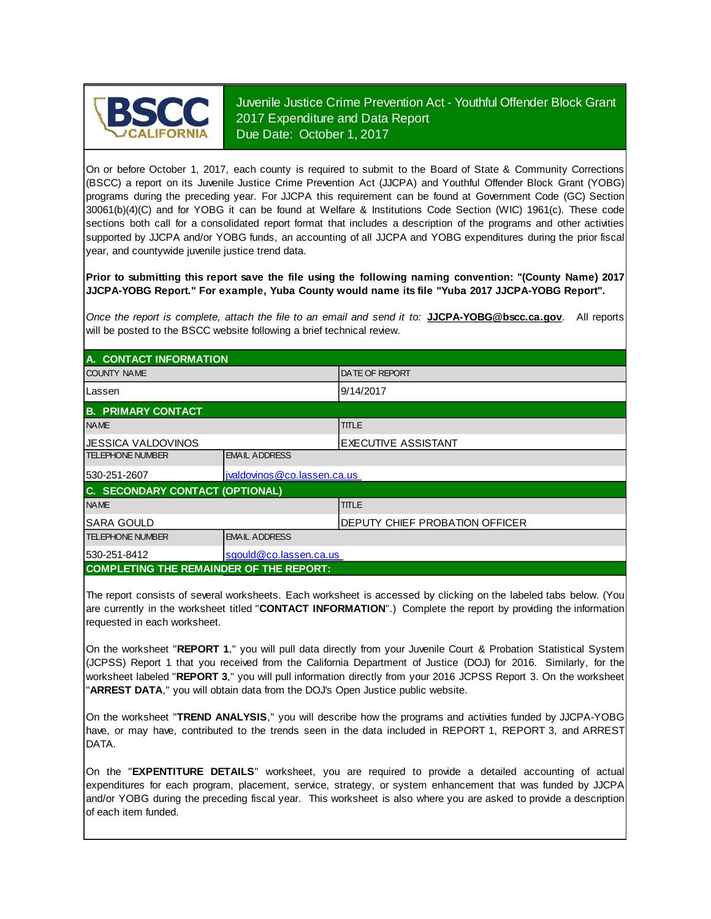BSCC CALIFORNIA

# Juvenile Justice Crime Prevention Act - Youthful Offender Block Grant 2017 Expenditure and Data Report Due Date: October 1, 2017

On or before October 1, 2017, each county is required to submit to the Board of State & Community Corrections (BSCC) a report on its Juvenile Justice Crime Prevention Act (JJCPA) and Youthful Offender Block Grant (YOBG) programs during the preceding year. For JJCPA this requirement can be found at Government Code (GC) Section 30061(b)(4)(C) and for YOBG it can be found at Welfare & Institutions Code Section (WIC) 1961(c). These code sections both call for a consolidated report format that includes a description of the programs and other activities supported by JJCPA and/or YOBG funds, an accounting of all JJCPA and YOBG expenditures during the prior fiscal year, and countywide juvenile justice trend data.

**Prior to submitting this report save the file using the following naming convention: "(County Name) 2017 JJCPA-YOBG Report." For example, Yuba County would name its file "Yuba 2017 JJCPA-YOBG Report".**

*Once the report is complete, attach the file to an email and send it to:* **JJCPA-YOBG@bscc.ca.gov**. All reports will be posted to the BSCC website following a brief technical review.

## A. CONTACT INFORMATION

| COUNTY NAME | DATE OF REPORT |
|---|---|
| Lassen | 9/14/2017 |

## B. PRIMARY CONTACT

| NAME | TITLE |
|---|---|
| JESSICA VALDOVINOS | EXECUTIVE ASSISTANT |
| **TELEPHONE NUMBER** | **EMAIL ADDRESS** |
| 530-251-2607 | jvaldovinos@co.lassen.ca.us |

## C. SECONDARY CONTACT (OPTIONAL)

| NAME | TITLE |
|---|---|
| SARA GOULD | DEPUTY CHIEF PROBATION OFFICER |
| **TELEPHONE NUMBER** | **EMAIL ADDRESS** |
| 530-251-8412 | sgould@co.lassen.ca.us |

## COMPLETING THE REMAINDER OF THE REPORT:

The report consists of several worksheets. Each worksheet is accessed by clicking on the labeled tabs below. (You are currently in the worksheet titled "**CONTACT INFORMATION**".) Complete the report by providing the information requested in each worksheet.

On the worksheet "**REPORT 1**," you will pull data directly from your Juvenile Court & Probation Statistical System (JCPSS) Report 1 that you received from the California Department of Justice (DOJ) for 2016. Similarly, for the worksheet labeled "**REPORT 3**," you will pull information directly from your 2016 JCPSS Report 3. On the worksheet "**ARREST DATA**," you will obtain data from the DOJ's Open Justice public website.

On the worksheet "**TREND ANALYSIS**," you will describe how the programs and activities funded by JJCPA-YOBG have, or may have, contributed to the trends seen in the data included in REPORT 1, REPORT 3, and ARREST DATA.

On the "**EXPENTITURE DETAILS**" worksheet, you are required to provide a detailed accounting of actual expenditures for each program, placement, service, strategy, or system enhancement that was funded by JJCPA and/or YOBG during the preceding fiscal year. This worksheet is also where you are asked to provide a description of each item funded.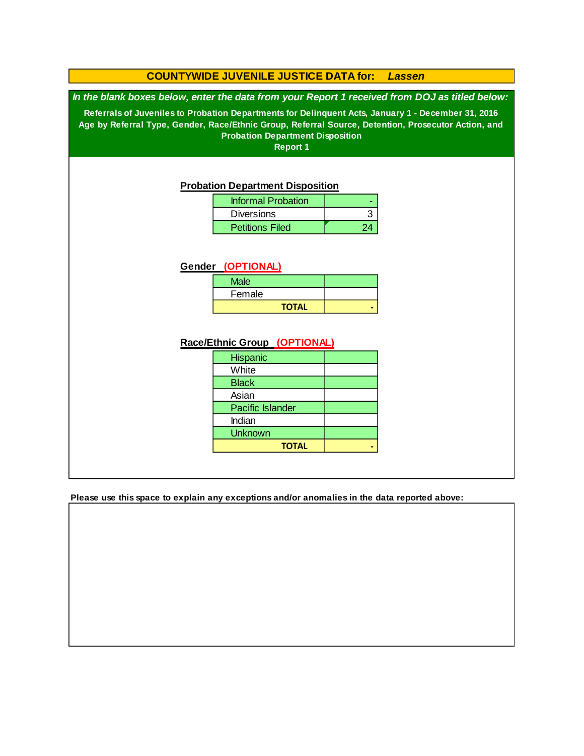# COUNTYWIDE JUVENILE JUSTICE DATA for: *Lassen*

***In the blank boxes below, enter the data from your Report 1 received from DOJ as titled below:***

**Referrals of Juveniles to Probation Departments for Delinquent Acts, January 1 - December 31, 2016**
**Age by Referral Type, Gender, Race/Ethnic Group, Referral Source, Detention, Prosecutor Action, and Probation Department Disposition**
**Report 1**

## Probation Department Disposition

| | |
|---|---|
| Informal Probation | - |
| Diversions | 3 |
| Petitions Filed | 24 |

## Gender (OPTIONAL)

| | |
|---|---|
| Male | |
| Female | |
| **TOTAL** | **-** |

## Race/Ethnic Group (OPTIONAL)

| | |
|---|---|
| Hispanic | |
| White | |
| Black | |
| Asian | |
| Pacific Islander | |
| Indian | |
| Unknown | |
| **TOTAL** | **-** |

**Please use this space to explain any exceptions and/or anomalies in the data reported above:**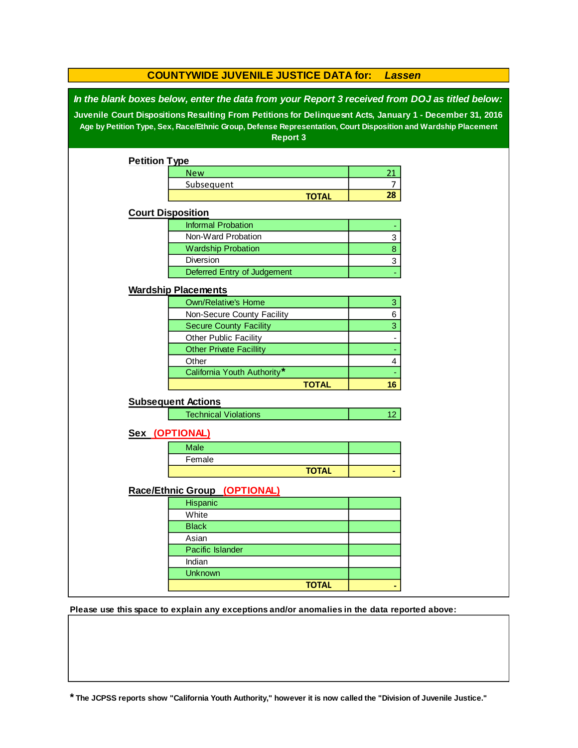# COUNTYWIDE JUVENILE JUSTICE DATA for: *Lassen*

***In the blank boxes below, enter the data from your Report 3 received from DOJ as titled below:***

**Juvenile Court Dispositions Resulting From Petitions for Delinquesnt Acts, January 1 - December 31, 2016**

**Age by Petition Type, Sex, Race/Ethnic Group, Defense Representation, Court Disposition and Wardship Placement**

**Report 3**

## Petition Type

| | |
|---|---|
| New | 21 |
| Subsequent | 7 |
| **TOTAL** | **28** |

## Court Disposition

| | |
|---|---|
| Informal Probation | - |
| Non-Ward Probation | 3 |
| Wardship Probation | 8 |
| Diversion | 3 |
| Deferred Entry of Judgement | - |

## Wardship Placements

| | |
|---|---|
| Own/Relative's Home | 3 |
| Non-Secure County Facility | 6 |
| Secure County Facility | 3 |
| Other Public Facility | - |
| Other Private Facillity | - |
| Other | 4 |
| California Youth Authority* | - |
| **TOTAL** | **16** |

## Subsequent Actions

| | |
|---|---|
| Technical Violations | 12 |

## Sex (OPTIONAL)

| | |
|---|---|
| Male | |
| Female | |
| **TOTAL** | **-** |

## Race/Ethnic Group (OPTIONAL)

| | |
|---|---|
| Hispanic | |
| White | |
| Black | |
| Asian | |
| Pacific Islander | |
| Indian | |
| Unknown | |
| **TOTAL** | **-** |

**Please use this space to explain any exceptions and/or anomalies in the data reported above:**

**\* The JCPSS reports show "California Youth Authority," however it is now called the "Division of Juvenile Justice."**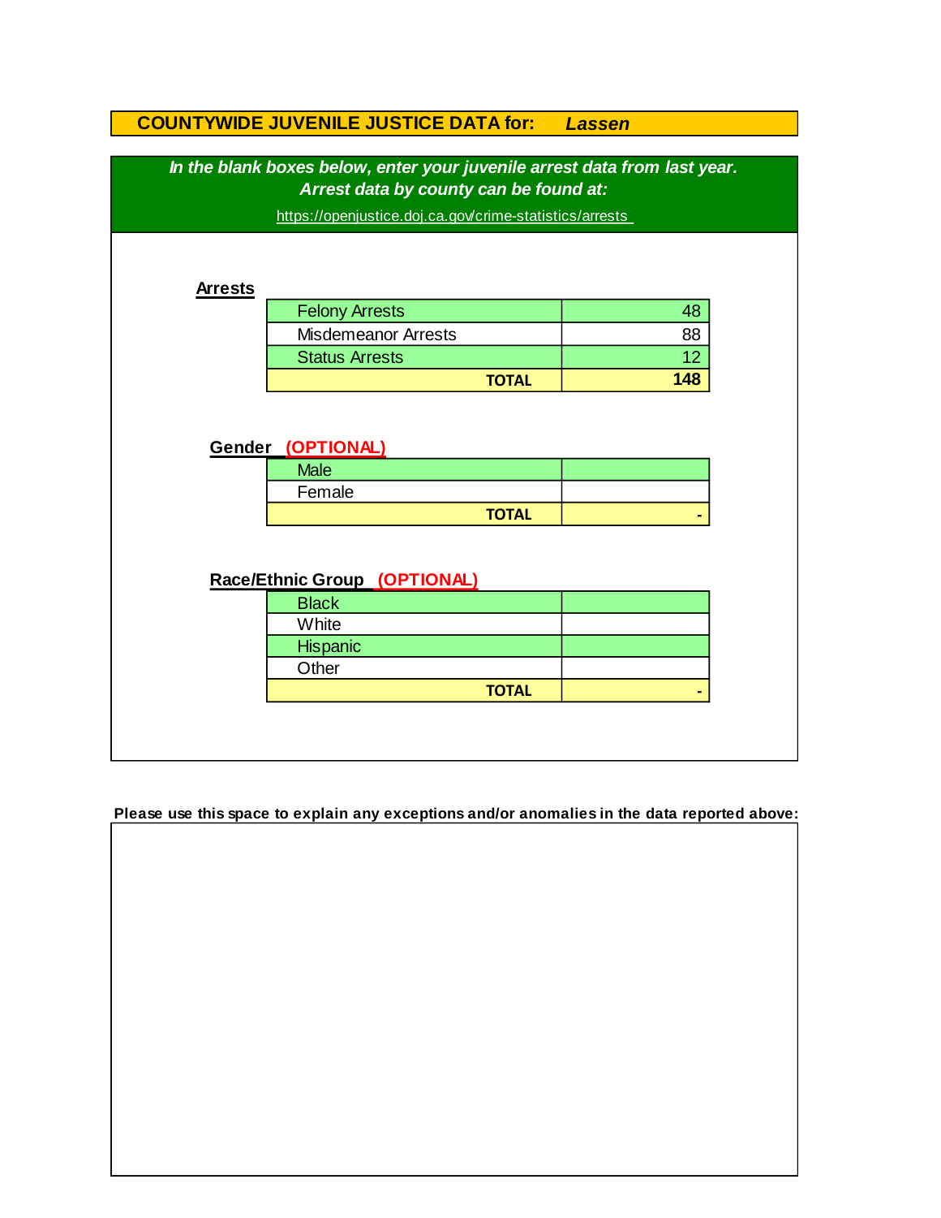## COUNTYWIDE JUVENILE JUSTICE DATA for: *Lassen*

***In the blank boxes below, enter your juvenile arrest data from last year. Arrest data by county can be found at:***

https://openjustice.doj.ca.gov/crime-statistics/arrests

**Arrests**

| | |
|---|---|
| Felony Arrests | 48 |
| Misdemeanor Arrests | 88 |
| Status Arrests | 12 |
| **TOTAL** | **148** |

**Gender (OPTIONAL)**

| | |
|---|---|
| Male | |
| Female | |
| **TOTAL** | - |

**Race/Ethnic Group (OPTIONAL)**

| | |
|---|---|
| Black | |
| White | |
| Hispanic | |
| Other | |
| **TOTAL** | - |

**Please use this space to explain any exceptions and/or anomalies in the data reported above:**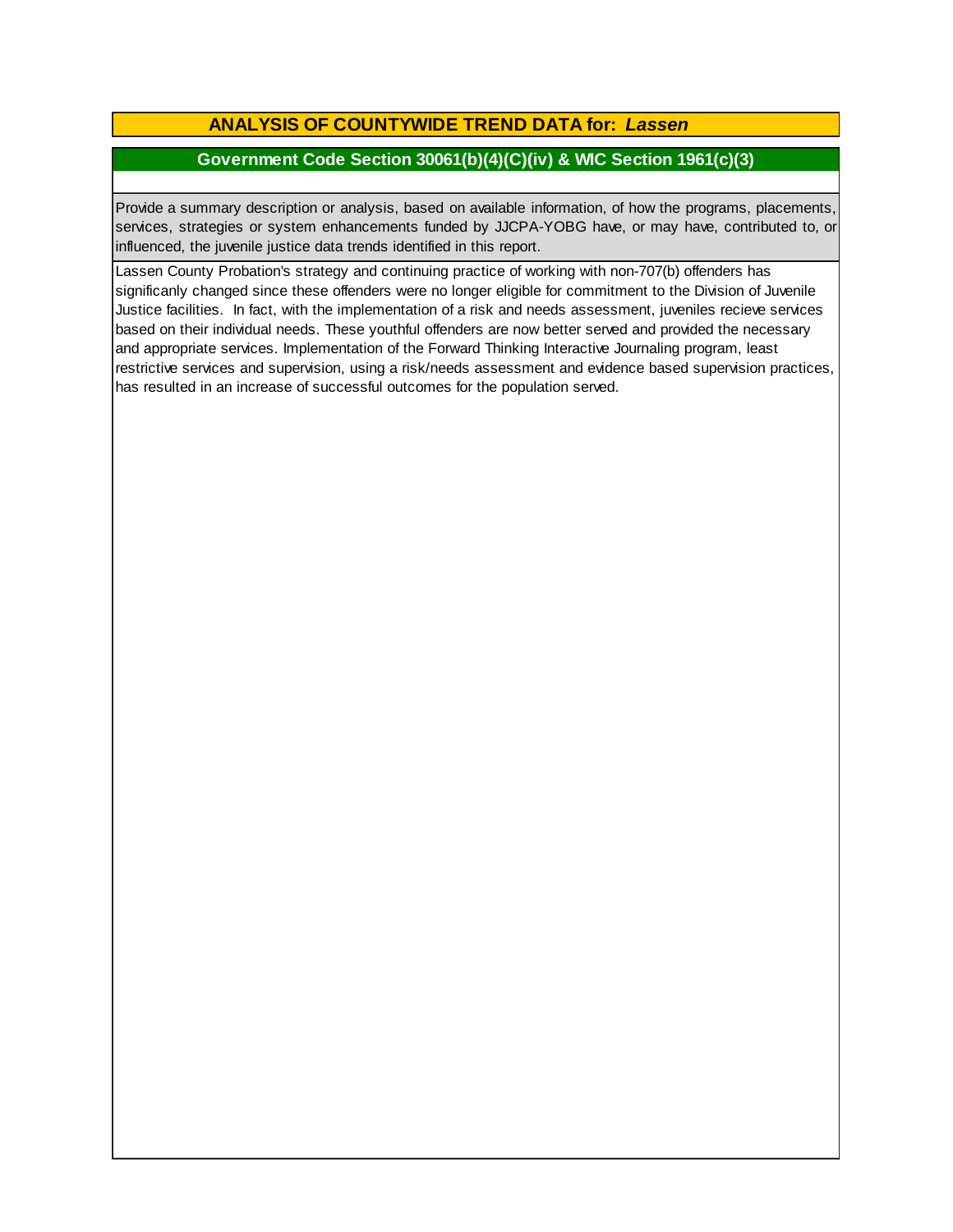## ANALYSIS OF COUNTYWIDE TREND DATA for: *Lassen*

### Government Code Section 30061(b)(4)(C)(iv) & WIC Section 1961(c)(3)

Provide a summary description or analysis, based on available information, of how the programs, placements, services, strategies or system enhancements funded by JJCPA-YOBG have, or may have, contributed to, or influenced, the juvenile justice data trends identified in this report.

Lassen County Probation's strategy and continuing practice of working with non-707(b) offenders has significanly changed since these offenders were no longer eligible for commitment to the Division of Juvenile Justice facilities. In fact, with the implementation of a risk and needs assessment, juveniles recieve services based on their individual needs. These youthful offenders are now better served and provided the necessary and appropriate services. Implementation of the Forward Thinking Interactive Journaling program, least restrictive services and supervision, using a risk/needs assessment and evidence based supervision practices, has resulted in an increase of successful outcomes for the population served.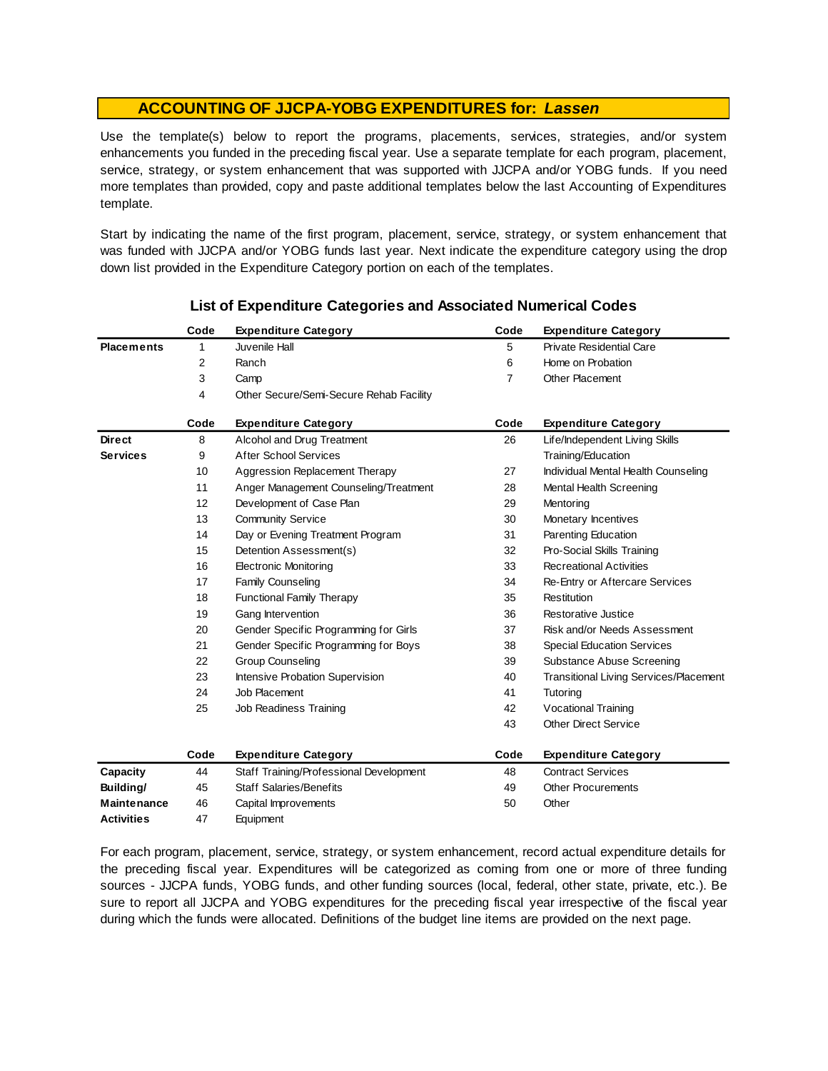## ACCOUNTING OF JJCPA-YOBG EXPENDITURES for: *Lassen*

Use the template(s) below to report the programs, placements, services, strategies, and/or system enhancements you funded in the preceding fiscal year. Use a separate template for each program, placement, service, strategy, or system enhancement that was supported with JJCPA and/or YOBG funds. If you need more templates than provided, copy and paste additional templates below the last Accounting of Expenditures template.

Start by indicating the name of the first program, placement, service, strategy, or system enhancement that was funded with JJCPA and/or YOBG funds last year. Next indicate the expenditure category using the drop down list provided in the Expenditure Category portion on each of the templates.

### List of Expenditure Categories and Associated Numerical Codes

| | Code | Expenditure Category | Code | Expenditure Category |
|---|---|---|---|---|
| **Placements** | 1 | Juvenile Hall | 5 | Private Residential Care |
| | 2 | Ranch | 6 | Home on Probation |
| | 3 | Camp | 7 | Other Placement |
| | 4 | Other Secure/Semi-Secure Rehab Facility | | |

| | Code | Expenditure Category | Code | Expenditure Category |
|---|---|---|---|---|
| **Direct Services** | 8 | Alcohol and Drug Treatment | 26 | Life/Independent Living Skills Training/Education |
| | 9 | After School Services | | |
| | 10 | Aggression Replacement Therapy | 27 | Individual Mental Health Counseling |
| | 11 | Anger Management Counseling/Treatment | 28 | Mental Health Screening |
| | 12 | Development of Case Plan | 29 | Mentoring |
| | 13 | Community Service | 30 | Monetary Incentives |
| | 14 | Day or Evening Treatment Program | 31 | Parenting Education |
| | 15 | Detention Assessment(s) | 32 | Pro-Social Skills Training |
| | 16 | Electronic Monitoring | 33 | Recreational Activities |
| | 17 | Family Counseling | 34 | Re-Entry or Aftercare Services |
| | 18 | Functional Family Therapy | 35 | Restitution |
| | 19 | Gang Intervention | 36 | Restorative Justice |
| | 20 | Gender Specific Programming for Girls | 37 | Risk and/or Needs Assessment |
| | 21 | Gender Specific Programming for Boys | 38 | Special Education Services |
| | 22 | Group Counseling | 39 | Substance Abuse Screening |
| | 23 | Intensive Probation Supervision | 40 | Transitional Living Services/Placement |
| | 24 | Job Placement | 41 | Tutoring |
| | 25 | Job Readiness Training | 42 | Vocational Training |
| | | | 43 | Other Direct Service |

| | Code | Expenditure Category | Code | Expenditure Category |
|---|---|---|---|---|
| **Capacity Building/ Maintenance Activities** | 44 | Staff Training/Professional Development | 48 | Contract Services |
| | 45 | Staff Salaries/Benefits | 49 | Other Procurements |
| | 46 | Capital Improvements | 50 | Other |
| | 47 | Equipment | | |

For each program, placement, service, strategy, or system enhancement, record actual expenditure details for the preceding fiscal year. Expenditures will be categorized as coming from one or more of three funding sources - JJCPA funds, YOBG funds, and other funding sources (local, federal, other state, private, etc.). Be sure to report all JJCPA and YOBG expenditures for the preceding fiscal year irrespective of the fiscal year during which the funds were allocated. Definitions of the budget line items are provided on the next page.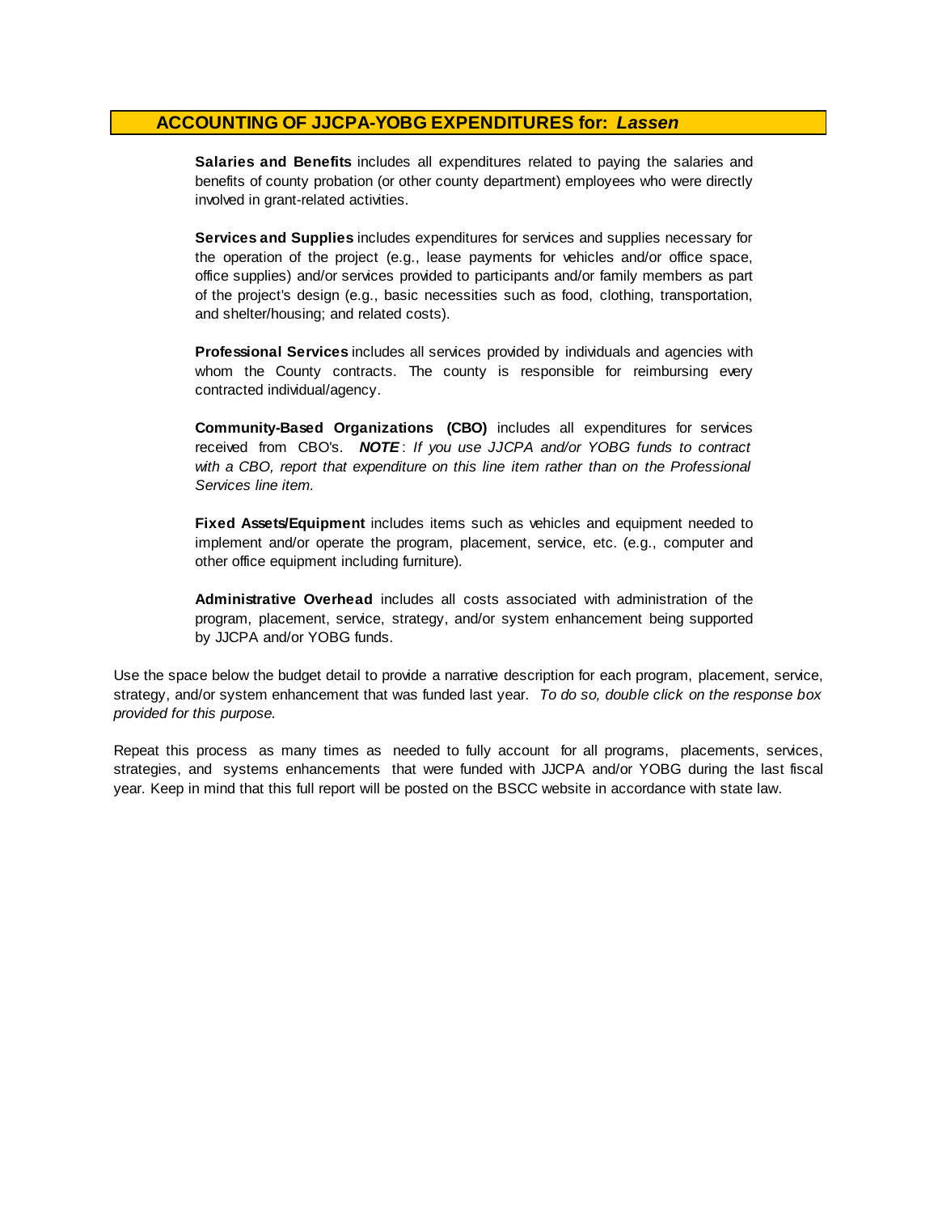## ACCOUNTING OF JJCPA-YOBG EXPENDITURES for: *Lassen*

**Salaries and Benefits** includes all expenditures related to paying the salaries and benefits of county probation (or other county department) employees who were directly involved in grant-related activities.

**Services and Supplies** includes expenditures for services and supplies necessary for the operation of the project (e.g., lease payments for vehicles and/or office space, office supplies) and/or services provided to participants and/or family members as part of the project's design (e.g., basic necessities such as food, clothing, transportation, and shelter/housing; and related costs).

**Professional Services** includes all services provided by individuals and agencies with whom the County contracts. The county is responsible for reimbursing every contracted individual/agency.

**Community-Based Organizations (CBO)** includes all expenditures for services received from CBO's. ***NOTE***: *If you use JJCPA and/or YOBG funds to contract with a CBO, report that expenditure on this line item rather than on the Professional Services line item.*

**Fixed Assets/Equipment** includes items such as vehicles and equipment needed to implement and/or operate the program, placement, service, etc. (e.g., computer and other office equipment including furniture).

**Administrative Overhead** includes all costs associated with administration of the program, placement, service, strategy, and/or system enhancement being supported by JJCPA and/or YOBG funds.

Use the space below the budget detail to provide a narrative description for each program, placement, service, strategy, and/or system enhancement that was funded last year. *To do so, double click on the response box provided for this purpose.*

Repeat this process as many times as needed to fully account for all programs, placements, services, strategies, and systems enhancements that were funded with JJCPA and/or YOBG during the last fiscal year. Keep in mind that this full report will be posted on the BSCC website in accordance with state law.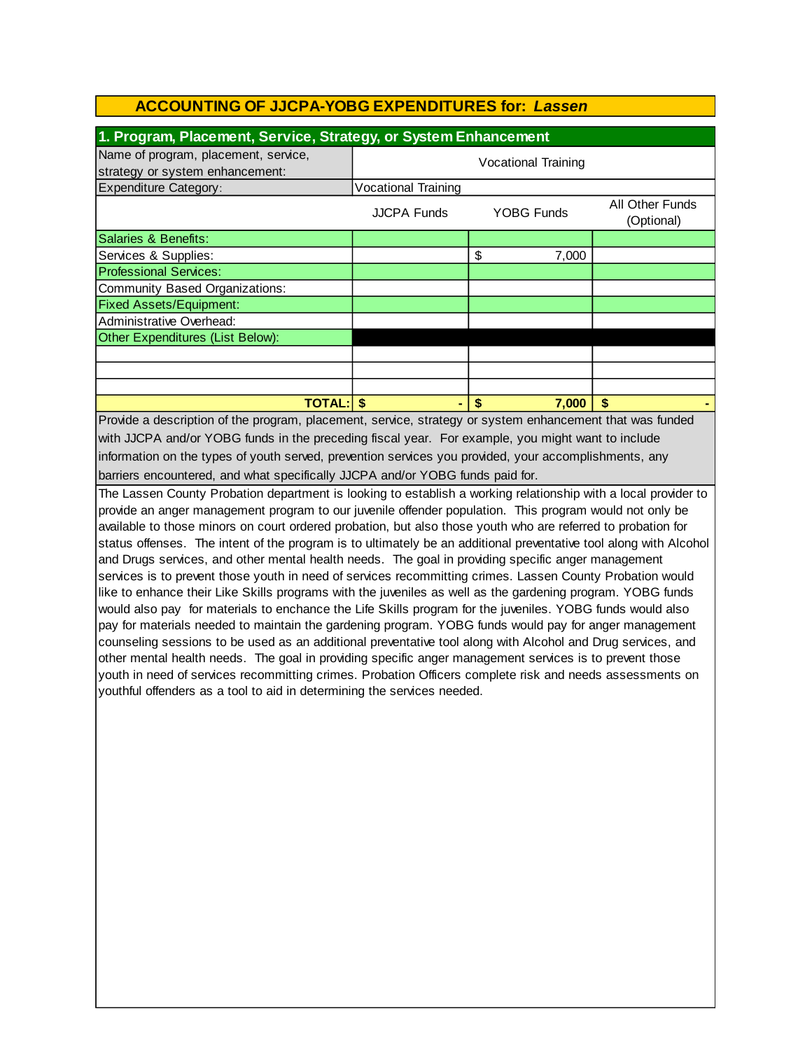## ACCOUNTING OF JJCPA-YOBG EXPENDITURES for: *Lassen*

### 1. Program, Placement, Service, Strategy, or System Enhancement

| Name of program, placement, service, strategy or system enhancement: | Vocational Training | | |
|---|---|---|---|
| Expenditure Category: | Vocational Training | | |
| | JJCPA Funds | YOBG Funds | All Other Funds (Optional) |
| Salaries & Benefits: | | | |
| Services & Supplies: | | $ 7,000 | |
| Professional Services: | | | |
| Community Based Organizations: | | | |
| Fixed Assets/Equipment: | | | |
| Administrative Overhead: | | | |
| Other Expenditures (List Below): | | | |
| | | | |
| | | | |
| | | | |
| **TOTAL:** | **$ -** | **$ 7,000** | **$ -** |

Provide a description of the program, placement, service, strategy or system enhancement that was funded with JJCPA and/or YOBG funds in the preceding fiscal year. For example, you might want to include information on the types of youth served, prevention services you provided, your accomplishments, any barriers encountered, and what specifically JJCPA and/or YOBG funds paid for.

The Lassen County Probation department is looking to establish a working relationship with a local provider to provide an anger management program to our juvenile offender population. This program would not only be available to those minors on court ordered probation, but also those youth who are referred to probation for status offenses. The intent of the program is to ultimately be an additional preventative tool along with Alcohol and Drugs services, and other mental health needs. The goal in providing specific anger management services is to prevent those youth in need of services recommitting crimes. Lassen County Probation would like to enhance their Like Skills programs with the juveniles as well as the gardening program. YOBG funds would also pay for materials to enchance the Life Skills program for the juveniles. YOBG funds would also pay for materials needed to maintain the gardening program. YOBG funds would pay for anger management counseling sessions to be used as an additional preventative tool along with Alcohol and Drug services, and other mental health needs. The goal in providing specific anger management services is to prevent those youth in need of services recommitting crimes. Probation Officers complete risk and needs assessments on youthful offenders as a tool to aid in determining the services needed.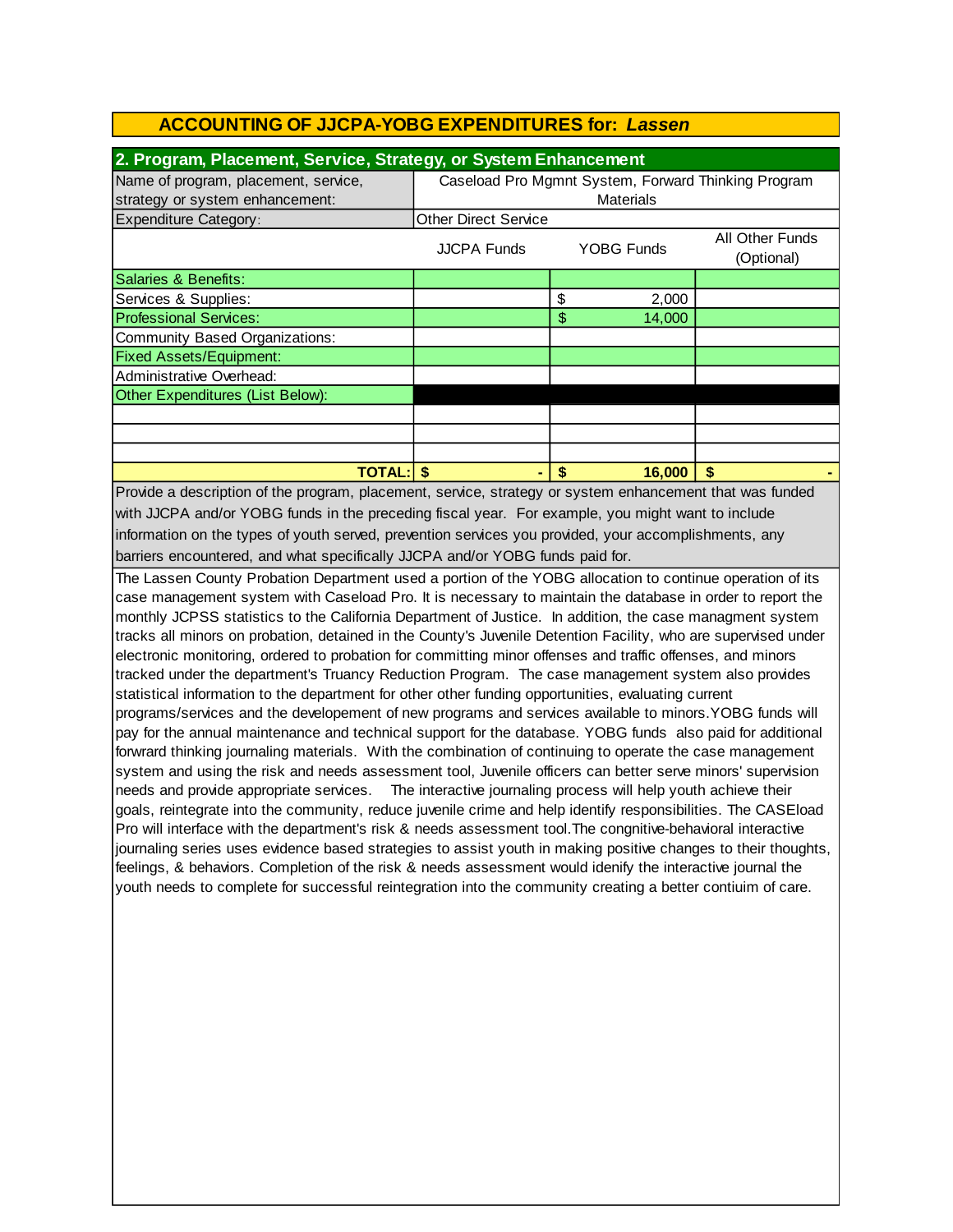## ACCOUNTING OF JJCPA-YOBG EXPENDITURES for: *Lassen*

### 2. Program, Placement, Service, Strategy, or System Enhancement

| Name of program, placement, service, strategy or system enhancement: | Caseload Pro Mgmnt System, Forward Thinking Program Materials | | |
|---|---|---|---|
| Expenditure Category: | Other Direct Service | | |
| | JJCPA Funds | YOBG Funds | All Other Funds (Optional) |
| Salaries & Benefits: | | | |
| Services & Supplies: | | $ 2,000 | |
| Professional Services: | | $ 14,000 | |
| Community Based Organizations: | | | |
| Fixed Assets/Equipment: | | | |
| Administrative Overhead: | | | |
| Other Expenditures (List Below): | | | |
| | | | |
| | | | |
| | | | |
| **TOTAL:** | **$ -** | **$ 16,000** | **$ -** |

Provide a description of the program, placement, service, strategy or system enhancement that was funded with JJCPA and/or YOBG funds in the preceding fiscal year. For example, you might want to include information on the types of youth served, prevention services you provided, your accomplishments, any barriers encountered, and what specifically JJCPA and/or YOBG funds paid for.

The Lassen County Probation Department used a portion of the YOBG allocation to continue operation of its case management system with Caseload Pro. It is necessary to maintain the database in order to report the monthly JCPSS statistics to the California Department of Justice. In addition, the case managment system tracks all minors on probation, detained in the County's Juvenile Detention Facility, who are supervised under electronic monitoring, ordered to probation for committing minor offenses and traffic offenses, and minors tracked under the department's Truancy Reduction Program. The case management system also provides statistical information to the department for other other funding opportunities, evaluating current programs/services and the developement of new programs and services available to minors.YOBG funds will pay for the annual maintenance and technical support for the database. YOBG funds also paid for additional forwrard thinking journaling materials. With the combination of continuing to operate the case management system and using the risk and needs assessment tool, Juvenile officers can better serve minors' supervision needs and provide appropriate services. The interactive journaling process will help youth achieve their goals, reintegrate into the community, reduce juvenile crime and help identify responsibilities. The CASEload Pro will interface with the department's risk & needs assessment tool.The congnitive-behavioral interactive journaling series uses evidence based strategies to assist youth in making positive changes to their thoughts, feelings, & behaviors. Completion of the risk & needs assessment would idenify the interactive journal the youth needs to complete for successful reintegration into the community creating a better contiuim of care.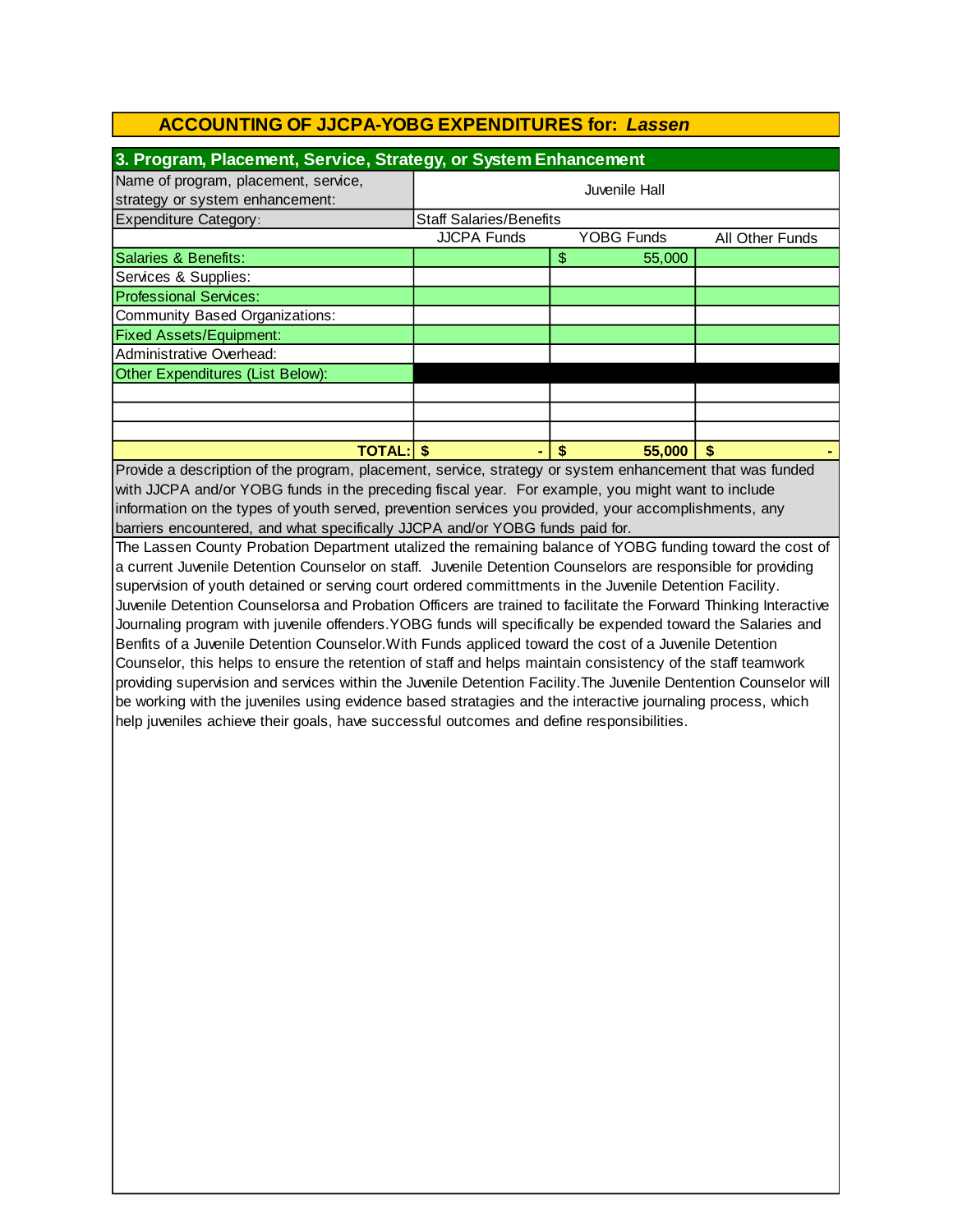## ACCOUNTING OF JJCPA-YOBG EXPENDITURES for: *Lassen*

### 3. Program, Placement, Service, Strategy, or System Enhancement

| Name of program, placement, service, strategy or system enhancement: | Juvenile Hall | | |
|---|---|---|---|
| Expenditure Category: | Staff Salaries/Benefits | | |
| | JJCPA Funds | YOBG Funds | All Other Funds |
| Salaries & Benefits: | | $ 55,000 | |
| Services & Supplies: | | | |
| Professional Services: | | | |
| Community Based Organizations: | | | |
| Fixed Assets/Equipment: | | | |
| Administrative Overhead: | | | |
| Other Expenditures (List Below): | | | |
| | | | |
| | | | |
| | | | |
| **TOTAL:** | **$ -** | **$ 55,000** | **$ -** |

Provide a description of the program, placement, service, strategy or system enhancement that was funded with JJCPA and/or YOBG funds in the preceding fiscal year. For example, you might want to include information on the types of youth served, prevention services you provided, your accomplishments, any barriers encountered, and what specifically JJCPA and/or YOBG funds paid for.

The Lassen County Probation Department utalized the remaining balance of YOBG funding toward the cost of a current Juvenile Detention Counselor on staff. Juvenile Detention Counselors are responsible for providing supervision of youth detained or serving court ordered committments in the Juvenile Detention Facility. Juvenile Detention Counselorsa and Probation Officers are trained to facilitate the Forward Thinking Interactive Journaling program with juvenile offenders.YOBG funds will specifically be expended toward the Salaries and Benfits of a Juvenile Detention Counselor.With Funds applicced toward the cost of a Juvenile Detention Counselor, this helps to ensure the retention of staff and helps maintain consistency of the staff teamwork providing supervision and services within the Juvenile Detention Facility.The Juvenile Dentention Counselor will be working with the juveniles using evidence based stratagies and the interactive journaling process, which help juveniles achieve their goals, have successful outcomes and define responsibilities.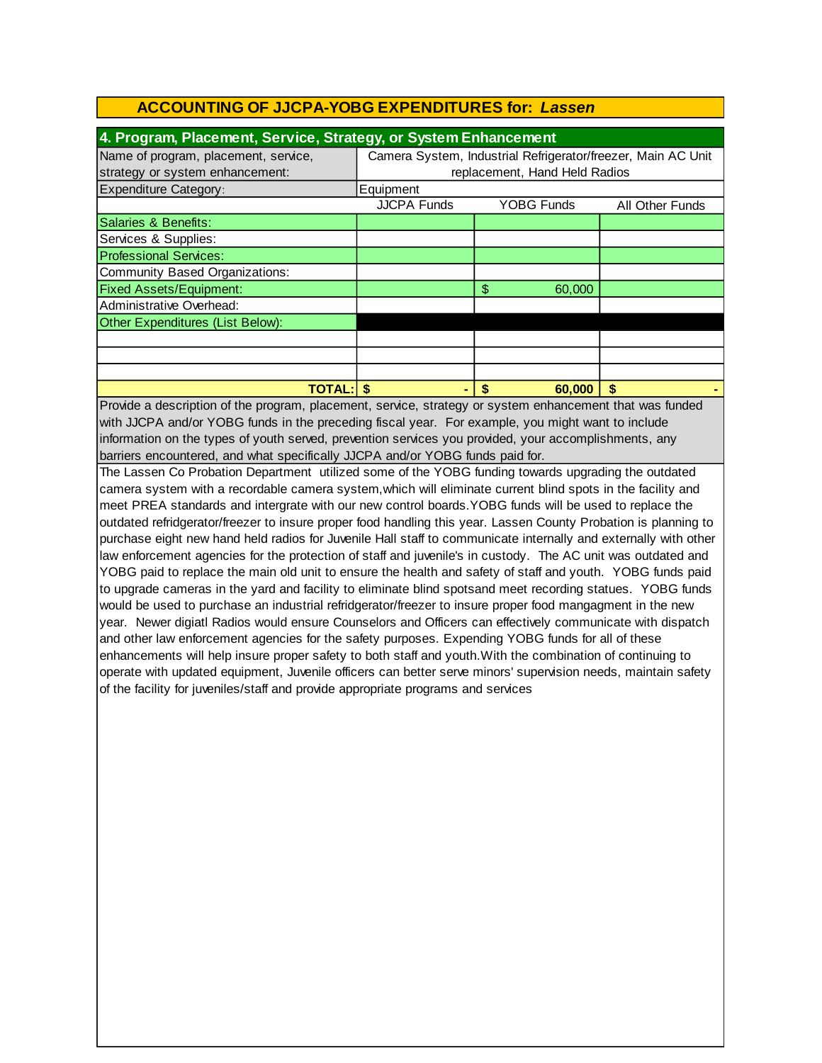## ACCOUNTING OF JJCPA-YOBG EXPENDITURES for: *Lassen*

### 4. Program, Placement, Service, Strategy, or System Enhancement

| Name of program, placement, service, strategy or system enhancement: | Camera System, Industrial Refrigerator/freezer, Main AC Unit replacement, Hand Held Radios | | |
|---|---|---|---|
| Expenditure Category: | Equipment | | |
| | JJCPA Funds | YOBG Funds | All Other Funds |
| Salaries & Benefits: | | | |
| Services & Supplies: | | | |
| Professional Services: | | | |
| Community Based Organizations: | | | |
| Fixed Assets/Equipment: | | $ 60,000 | |
| Administrative Overhead: | | | |
| Other Expenditures (List Below): | | | |
| | | | |
| | | | |
| | | | |
| **TOTAL:** | **$ -** | **$ 60,000** | **$ -** |

Provide a description of the program, placement, service, strategy or system enhancement that was funded with JJCPA and/or YOBG funds in the preceding fiscal year. For example, you might want to include information on the types of youth served, prevention services you provided, your accomplishments, any barriers encountered, and what specifically JJCPA and/or YOBG funds paid for.

The Lassen Co Probation Department utilized some of the YOBG funding towards upgrading the outdated camera system with a recordable camera system,which will eliminate current blind spots in the facility and meet PREA standards and intergrate with our new control boards.YOBG funds will be used to replace the outdated refridgerator/freezer to insure proper food handling this year. Lassen County Probation is planning to purchase eight new hand held radios for Juvenile Hall staff to communicate internally and externally with other law enforcement agencies for the protection of staff and juvenile's in custody. The AC unit was outdated and YOBG paid to replace the main old unit to ensure the health and safety of staff and youth. YOBG funds paid to upgrade cameras in the yard and facility to eliminate blind spotsand meet recording statues. YOBG funds would be used to purchase an industrial refridgerator/freezer to insure proper food mangagment in the new year. Newer digiatl Radios would ensure Counselors and Officers can effectively communicate with dispatch and other law enforcement agencies for the safety purposes. Expending YOBG funds for all of these enhancements will help insure proper safety to both staff and youth.With the combination of continuing to operate with updated equipment, Juvenile officers can better serve minors' supervision needs, maintain safety of the facility for juveniles/staff and provide appropriate programs and services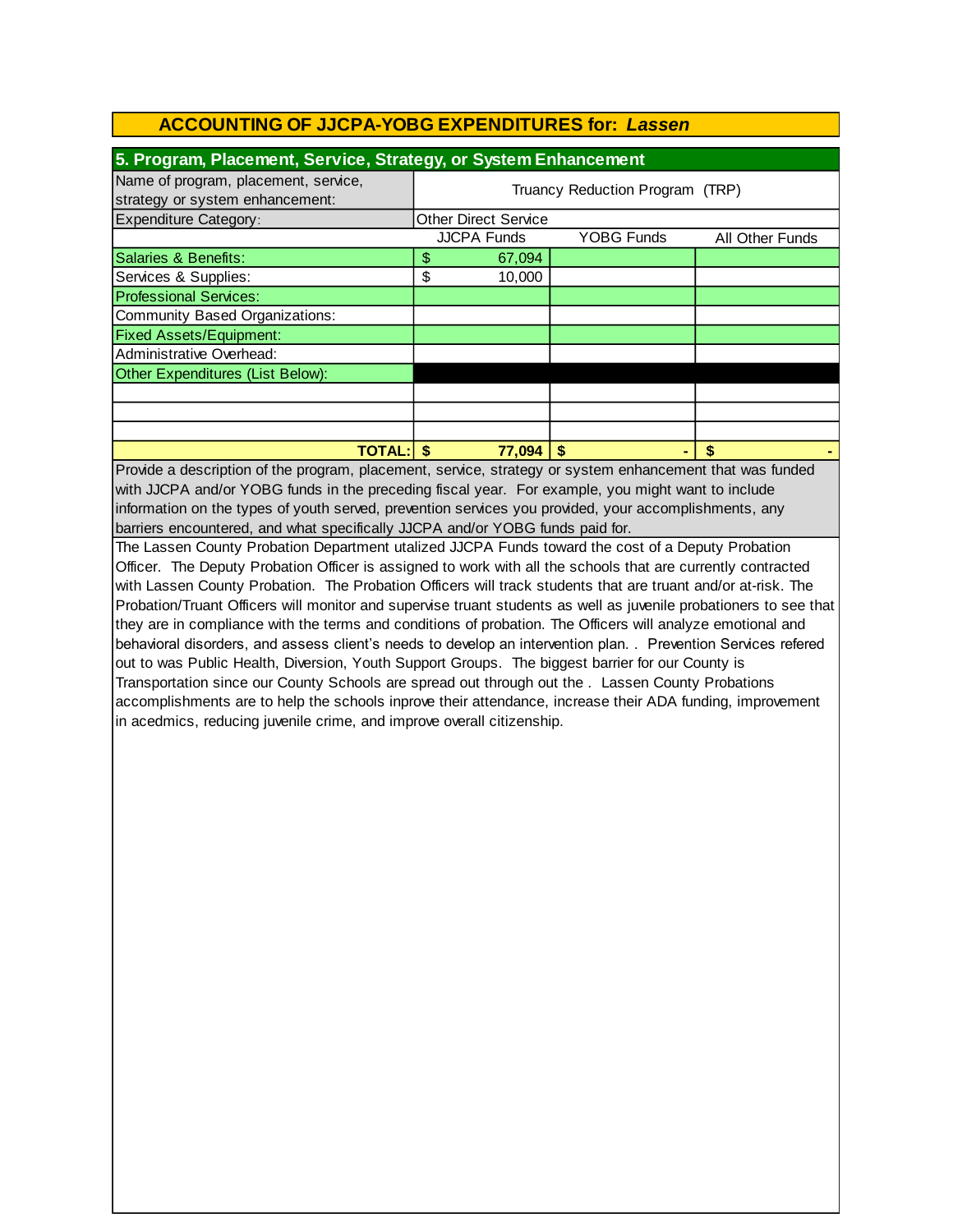## ACCOUNTING OF JJCPA-YOBG EXPENDITURES for: *Lassen*

### 5. Program, Placement, Service, Strategy, or System Enhancement

| Name of program, placement, service, strategy or system enhancement: | Truancy Reduction Program (TRP) | | |
|---|---|---|---|
| Expenditure Category: | Other Direct Service | | |
| | JJCPA Funds | YOBG Funds | All Other Funds |
| Salaries & Benefits: | $ 67,094 | | |
| Services & Supplies: | $ 10,000 | | |
| Professional Services: | | | |
| Community Based Organizations: | | | |
| Fixed Assets/Equipment: | | | |
| Administrative Overhead: | | | |
| Other Expenditures (List Below): | | | |
| | | | |
| | | | |
| | | | |
| **TOTAL:** | **$ 77,094** | **$ -** | **$ -** |

Provide a description of the program, placement, service, strategy or system enhancement that was funded with JJCPA and/or YOBG funds in the preceding fiscal year. For example, you might want to include information on the types of youth served, prevention services you provided, your accomplishments, any barriers encountered, and what specifically JJCPA and/or YOBG funds paid for.

The Lassen County Probation Department utalized JJCPA Funds toward the cost of a Deputy Probation Officer. The Deputy Probation Officer is assigned to work with all the schools that are currently contracted with Lassen County Probation. The Probation Officers will track students that are truant and/or at-risk. The Probation/Truant Officers will monitor and supervise truant students as well as juvenile probationers to see that they are in compliance with the terms and conditions of probation. The Officers will analyze emotional and behavioral disorders, and assess client's needs to develop an intervention plan. . Prevention Services refered out to was Public Health, Diversion, Youth Support Groups. The biggest barrier for our County is Transportation since our County Schools are spread out through out the . Lassen County Probations accomplishments are to help the schools inprove their attendance, increase their ADA funding, improvement in acedmics, reducing juvenile crime, and improve overall citizenship.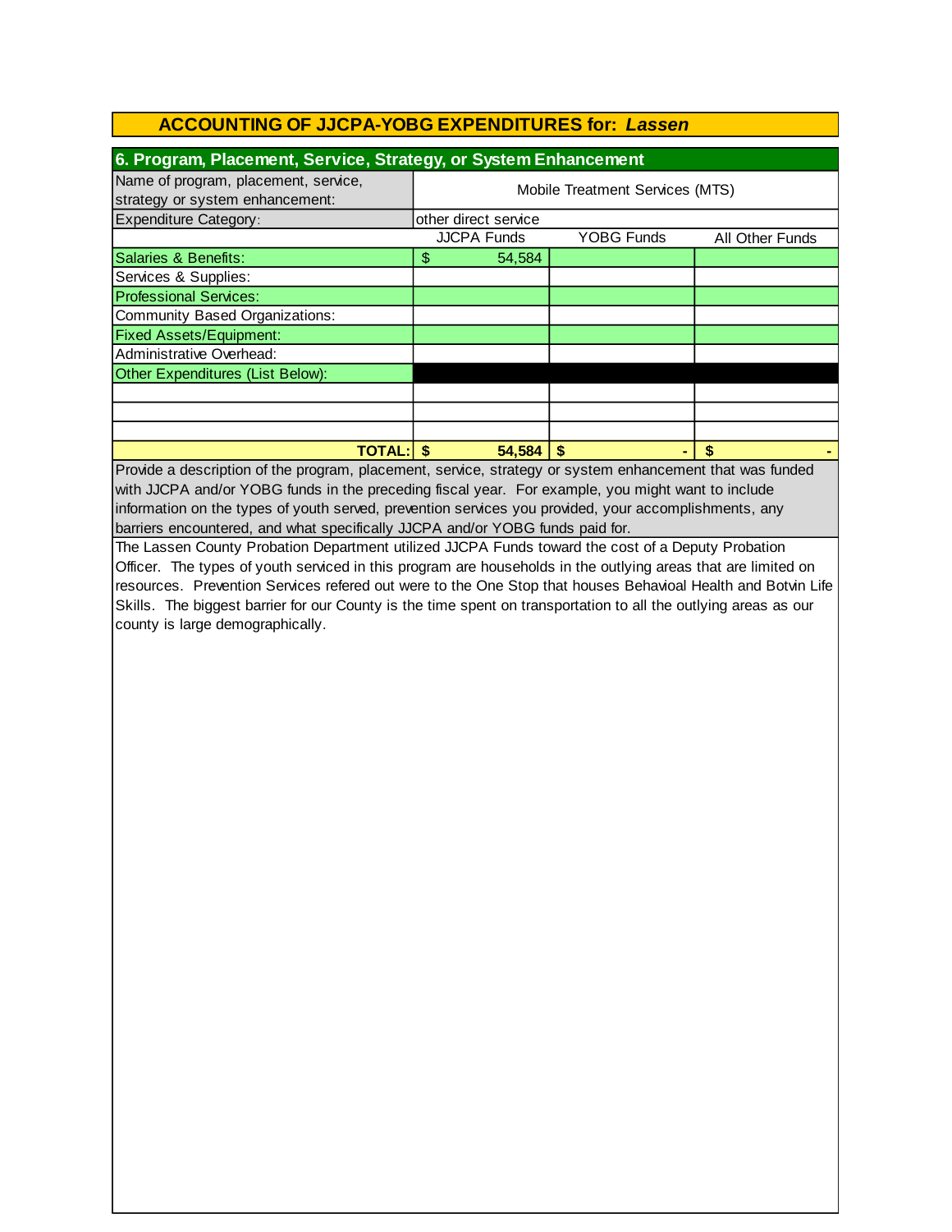## ACCOUNTING OF JJCPA-YOBG EXPENDITURES for: *Lassen*

### 6. Program, Placement, Service, Strategy, or System Enhancement

| Name of program, placement, service, strategy or system enhancement: | Mobile Treatment Services (MTS) | | |
|---|---|---|---|
| Expenditure Category: | other direct service | | |
| | JJCPA Funds | YOBG Funds | All Other Funds |
| Salaries & Benefits: | $ 54,584 | | |
| Services & Supplies: | | | |
| Professional Services: | | | |
| Community Based Organizations: | | | |
| Fixed Assets/Equipment: | | | |
| Administrative Overhead: | | | |
| Other Expenditures (List Below): | | | |
| | | | |
| | | | |
| | | | |
| **TOTAL:** | **$ 54,584** | **$ -** | **$ -** |

Provide a description of the program, placement, service, strategy or system enhancement that was funded with JJCPA and/or YOBG funds in the preceding fiscal year. For example, you might want to include information on the types of youth served, prevention services you provided, your accomplishments, any barriers encountered, and what specifically JJCPA and/or YOBG funds paid for.

The Lassen County Probation Department utilized JJCPA Funds toward the cost of a Deputy Probation Officer. The types of youth serviced in this program are households in the outlying areas that are limited on resources. Prevention Services refered out were to the One Stop that houses Behavioal Health and Botvin Life Skills. The biggest barrier for our County is the time spent on transportation to all the outlying areas as our county is large demographically.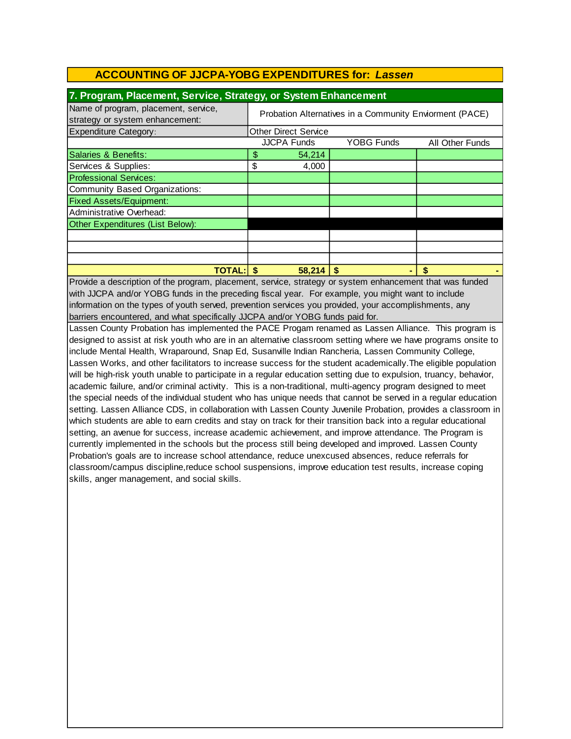# ACCOUNTING OF JJCPA-YOBG EXPENDITURES for: *Lassen*

## 7. Program, Placement, Service, Strategy, or System Enhancement

| | | | |
|---|---|---|---|
| Name of program, placement, service, strategy or system enhancement: | Probation Alternatives in a Community Enviorment (PACE) | | |
| Expenditure Category: | Other Direct Service | | |
| | JJCPA Funds | YOBG Funds | All Other Funds |
| Salaries & Benefits: | $ 54,214 | | |
| Services & Supplies: | $ 4,000 | | |
| Professional Services: | | | |
| Community Based Organizations: | | | |
| Fixed Assets/Equipment: | | | |
| Administrative Overhead: | | | |
| Other Expenditures (List Below): | | | |
| | | | |
| | | | |
| | | | |
| **TOTAL:** | **$ 58,214** | **$ -** | **$ -** |

Provide a description of the program, placement, service, strategy or system enhancement that was funded with JJCPA and/or YOBG funds in the preceding fiscal year. For example, you might want to include information on the types of youth served, prevention services you provided, your accomplishments, any barriers encountered, and what specifically JJCPA and/or YOBG funds paid for.

Lassen County Probation has implemented the PACE Progam renamed as Lassen Alliance. This program is designed to assist at risk youth who are in an alternative classroom setting where we have programs onsite to include Mental Health, Wraparound, Snap Ed, Susanville Indian Rancheria, Lassen Community College, Lassen Works, and other facilitators to increase success for the student academically.The eligible population will be high-risk youth unable to participate in a regular education setting due to expulsion, truancy, behavior, academic failure, and/or criminal activity. This is a non-traditional, multi-agency program designed to meet the special needs of the individual student who has unique needs that cannot be served in a regular education setting. Lassen Alliance CDS, in collaboration with Lassen County Juvenile Probation, provides a classroom in which students are able to earn credits and stay on track for their transition back into a regular educational setting, an avenue for success, increase academic achievement, and improve attendance. The Program is currently implemented in the schools but the process still being developed and improved. Lassen County Probation's goals are to increase school attendance, reduce unexcused absences, reduce referrals for classroom/campus discipline,reduce school suspensions, improve education test results, increase coping skills, anger management, and social skills.